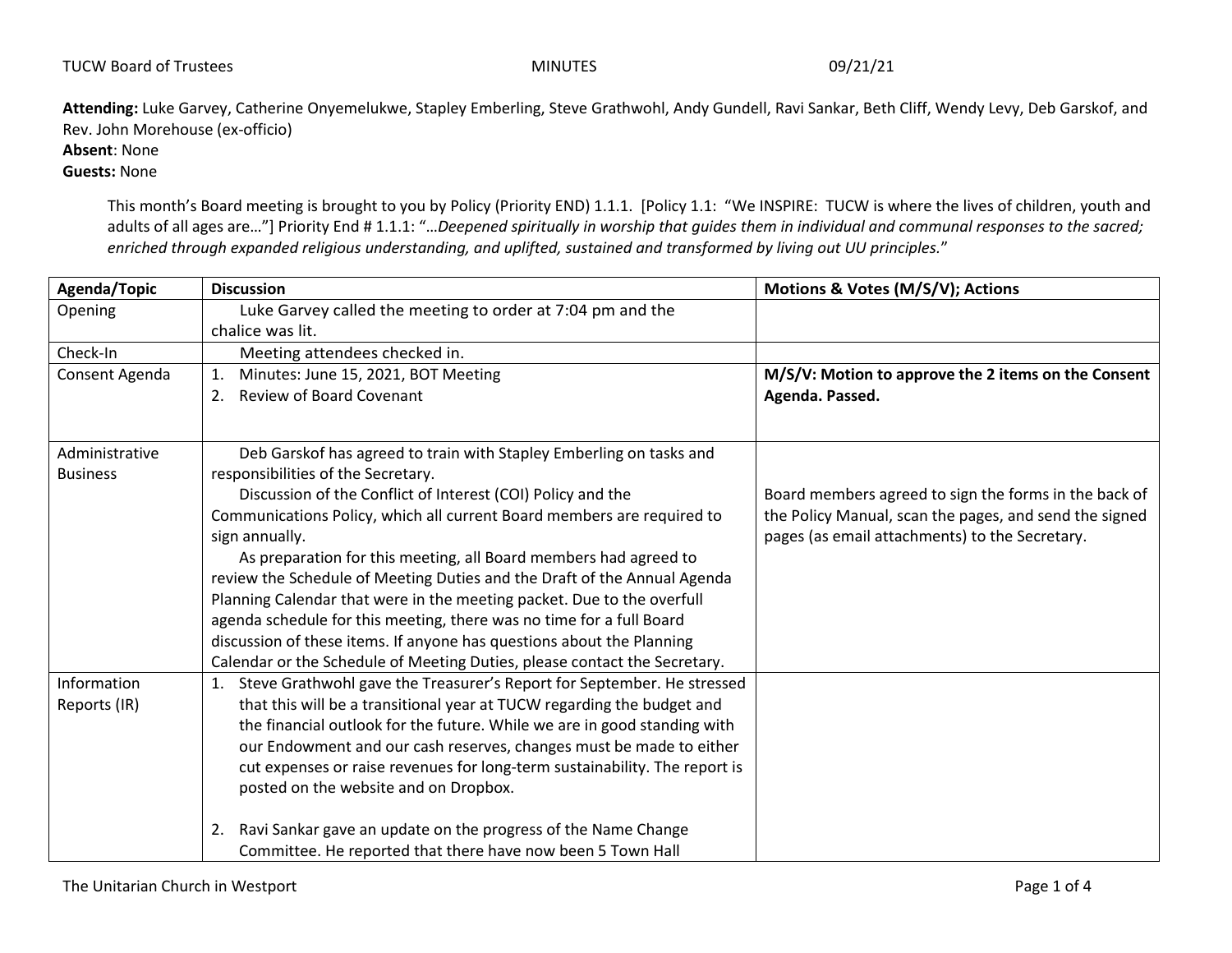TUCW Board of Trustees MINUTES 09/21/21

**Attending:** Luke Garvey, Catherine Onyemelukwe, Stapley Emberling, Steve Grathwohl, Andy Gundell, Ravi Sankar, Beth Cliff, Wendy Levy, Deb Garskof, and Rev. John Morehouse (ex-officio)
**Absent**: None
**Guests:** None

This month's Board meeting is brought to you by Policy (Priority END) 1.1.1. [Policy 1.1: "We INSPIRE: TUCW is where the lives of children, youth and adults of all ages are…"] Priority End # 1.1.1: "…*Deepened spiritually in worship that guides them in individual and communal responses to the sacred; enriched through expanded religious understanding, and uplifted, sustained and transformed by living out UU principles.*"

| Agenda/Topic | Discussion | Motions & Votes (M/S/V); Actions |
|---|---|---|
| Opening | Luke Garvey called the meeting to order at 7:04 pm and the chalice was lit. | |
| Check-In | Meeting attendees checked in. | |
| Consent Agenda | 1. Minutes: June 15, 2021, BOT Meeting<br>2. Review of Board Covenant | **M/S/V: Motion to approve the 2 items on the Consent Agenda. Passed.** |
| Administrative Business | Deb Garskof has agreed to train with Stapley Emberling on tasks and responsibilities of the Secretary.<br>Discussion of the Conflict of Interest (COI) Policy and the Communications Policy, which all current Board members are required to sign annually.<br>As preparation for this meeting, all Board members had agreed to review the Schedule of Meeting Duties and the Draft of the Annual Agenda Planning Calendar that were in the meeting packet. Due to the overfull agenda schedule for this meeting, there was no time for a full Board discussion of these items. If anyone has questions about the Planning Calendar or the Schedule of Meeting Duties, please contact the Secretary. | Board members agreed to sign the forms in the back of the Policy Manual, scan the pages, and send the signed pages (as email attachments) to the Secretary. |
| Information Reports (IR) | 1. Steve Grathwohl gave the Treasurer's Report for September. He stressed that this will be a transitional year at TUCW regarding the budget and the financial outlook for the future. While we are in good standing with our Endowment and our cash reserves, changes must be made to either cut expenses or raise revenues for long-term sustainability. The report is posted on the website and on Dropbox.<br><br>2. Ravi Sankar gave an update on the progress of the Name Change Committee. He reported that there have now been 5 Town Hall | |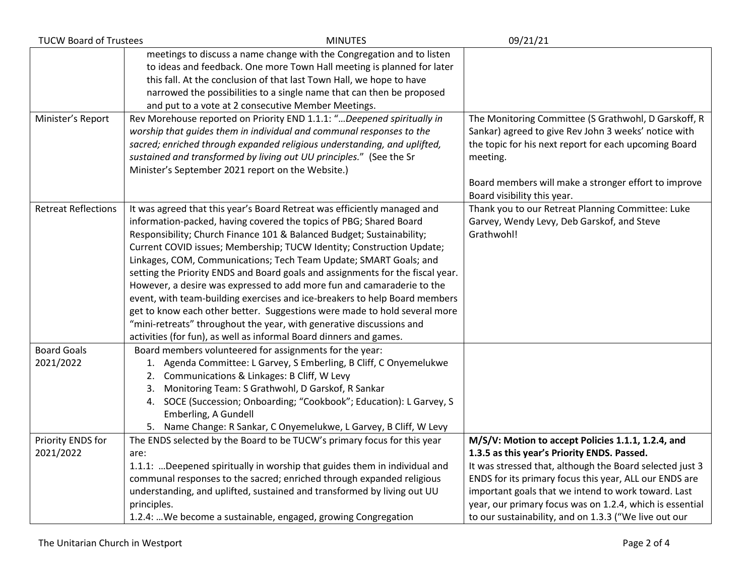| | | |
|---|---|---|
| | meetings to discuss a name change with the Congregation and to listen to ideas and feedback. One more Town Hall meeting is planned for later this fall. At the conclusion of that last Town Hall, we hope to have narrowed the possibilities to a single name that can then be proposed and put to a vote at 2 consecutive Member Meetings. | |
| Minister's Report | Rev Morehouse reported on Priority END 1.1.1: "*…Deepened spiritually in worship that guides them in individual and communal responses to the sacred; enriched through expanded religious understanding, and uplifted, sustained and transformed by living out UU principles.*" (See the Sr Minister's September 2021 report on the Website.) | The Monitoring Committee (S Grathwohl, D Garskoff, R Sankar) agreed to give Rev John 3 weeks' notice with the topic for his next report for each upcoming Board meeting.<br><br>Board members will make a stronger effort to improve Board visibility this year. |
| Retreat Reflections | It was agreed that this year's Board Retreat was efficiently managed and information-packed, having covered the topics of PBG; Shared Board Responsibility; Church Finance 101 & Balanced Budget; Sustainability; Current COVID issues; Membership; TUCW Identity; Construction Update; Linkages, COM, Communications; Tech Team Update; SMART Goals; and setting the Priority ENDS and Board goals and assignments for the fiscal year. However, a desire was expressed to add more fun and camaraderie to the event, with team-building exercises and ice-breakers to help Board members get to know each other better. Suggestions were made to hold several more "mini-retreats" throughout the year, with generative discussions and activities (for fun), as well as informal Board dinners and games. | Thank you to our Retreat Planning Committee: Luke Garvey, Wendy Levy, Deb Garskof, and Steve Grathwohl! |
| Board Goals 2021/2022 | Board members volunteered for assignments for the year:<br>1. Agenda Committee: L Garvey, S Emberling, B Cliff, C Onyemelukwe<br>2. Communications & Linkages: B Cliff, W Levy<br>3. Monitoring Team: S Grathwohl, D Garskof, R Sankar<br>4. SOCE (Succession; Onboarding; "Cookbook"; Education): L Garvey, S Emberling, A Gundell<br>5. Name Change: R Sankar, C Onyemelukwe, L Garvey, B Cliff, W Levy | |
| Priority ENDS for 2021/2022 | The ENDS selected by the Board to be TUCW's primary focus for this year are:<br>1.1.1: …Deepened spiritually in worship that guides them in individual and communal responses to the sacred; enriched through expanded religious understanding, and uplifted, sustained and transformed by living out UU principles.<br>1.2.4: …We become a sustainable, engaged, growing Congregation | **M/S/V: Motion to accept Policies 1.1.1, 1.2.4, and 1.3.5 as this year's Priority ENDS. Passed.**<br>It was stressed that, although the Board selected just 3 ENDS for its primary focus this year, ALL our ENDS are important goals that we intend to work toward. Last year, our primary focus was on 1.2.4, which is essential to our sustainability, and on 1.3.3 ("We live out our |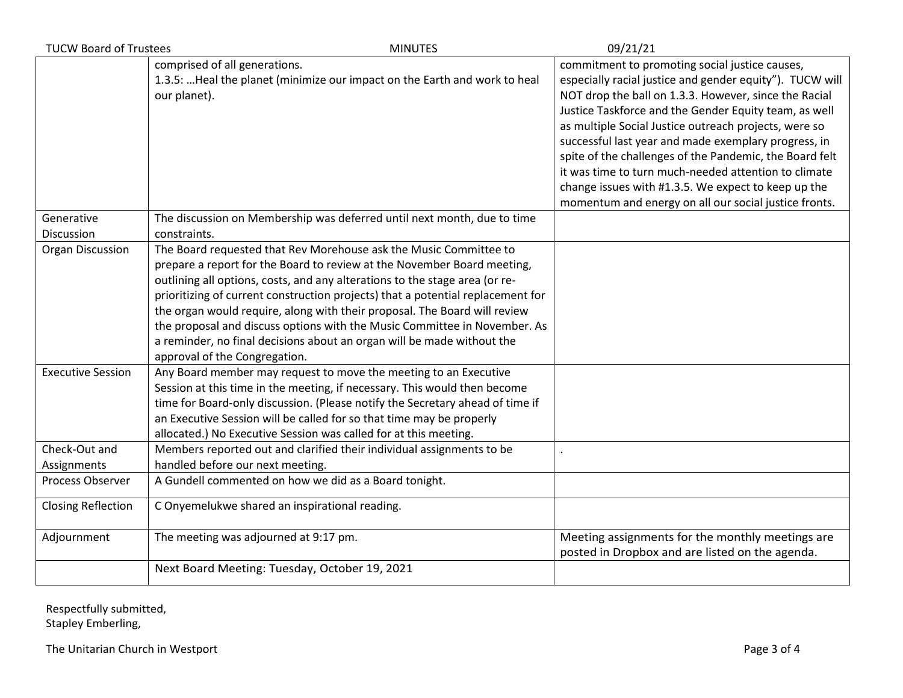| | | |
|---|---|---|
| | comprised of all generations.<br>1.3.5: …Heal the planet (minimize our impact on the Earth and work to heal our planet). | commitment to promoting social justice causes, especially racial justice and gender equity"). TUCW will NOT drop the ball on 1.3.3. However, since the Racial Justice Taskforce and the Gender Equity team, as well as multiple Social Justice outreach projects, were so successful last year and made exemplary progress, in spite of the challenges of the Pandemic, the Board felt it was time to turn much-needed attention to climate change issues with #1.3.5. We expect to keep up the momentum and energy on all our social justice fronts. |
| Generative Discussion | The discussion on Membership was deferred until next month, due to time constraints. | |
| Organ Discussion | The Board requested that Rev Morehouse ask the Music Committee to prepare a report for the Board to review at the November Board meeting, outlining all options, costs, and any alterations to the stage area (or re-prioritizing of current construction projects) that a potential replacement for the organ would require, along with their proposal. The Board will review the proposal and discuss options with the Music Committee in November. As a reminder, no final decisions about an organ will be made without the approval of the Congregation. | |
| Executive Session | Any Board member may request to move the meeting to an Executive Session at this time in the meeting, if necessary. This would then become time for Board-only discussion. (Please notify the Secretary ahead of time if an Executive Session will be called for so that time may be properly allocated.) No Executive Session was called for at this meeting. | |
| Check-Out and Assignments | Members reported out and clarified their individual assignments to be handled before our next meeting. | . |
| Process Observer | A Gundell commented on how we did as a Board tonight. | |
| Closing Reflection | C Onyemelukwe shared an inspirational reading. | |
| Adjournment | The meeting was adjourned at 9:17 pm. | Meeting assignments for the monthly meetings are posted in Dropbox and are listed on the agenda. |
| | Next Board Meeting: Tuesday, October 19, 2021 | |

Respectfully submitted,
Stapley Emberling,

The Unitarian Church in Westport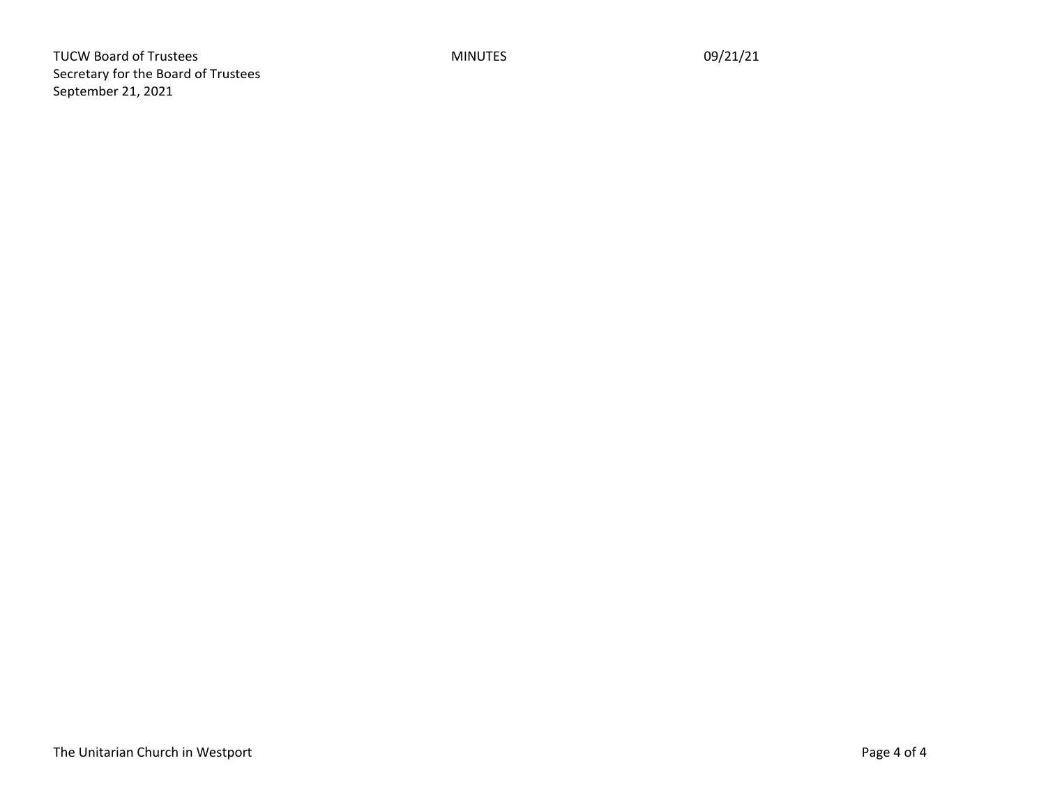Secretary for the Board of Trustees
September 21, 2021